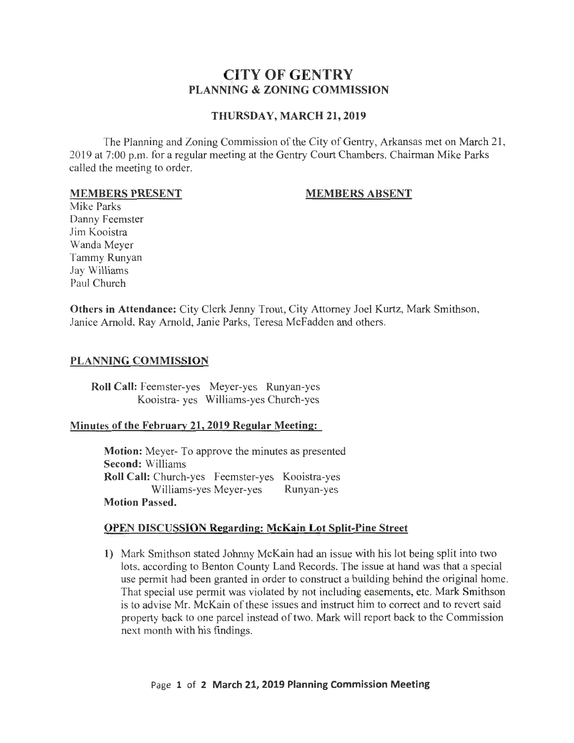# CITY OF GENTRY
## PLANNING & ZONING COMMISSION

### THURSDAY, MARCH 21, 2019

The Planning and Zoning Commission of the City of Gentry, Arkansas met on March 21, 2019 at 7:00 p.m. for a regular meeting at the Gentry Court Chambers. Chairman Mike Parks called the meeting to order.

| **MEMBERS PRESENT** | **MEMBERS ABSENT** |
|---|---|
| Mike Parks | |
| Danny Feemster | |
| Jim Kooistra | |
| Wanda Meyer | |
| Tammy Runyan | |
| Jay Williams | |
| Paul Church | |

**Others in Attendance:** City Clerk Jenny Trout, City Attorney Joel Kurtz, Mark Smithson, Janice Arnold, Ray Arnold, Janie Parks, Teresa McFadden and others.

## PLANNING COMMISSION

**Roll Call:** Feemster-yes Meyer-yes Runyan-yes
Kooistra- yes Williams-yes Church-yes

### Minutes of the February 21, 2019 Regular Meeting:

**Motion:** Meyer- To approve the minutes as presented
**Second:** Williams
**Roll Call:** Church-yes Feemster-yes Kooistra-yes
Williams-yes Meyer-yes Runyan-yes
**Motion Passed.**

### OPEN DISCUSSION Regarding: McKain Lot Split-Pine Street

1) Mark Smithson stated Johnny McKain had an issue with his lot being split into two lots, according to Benton County Land Records. The issue at hand was that a special use permit had been granted in order to construct a building behind the original home. That special use permit was violated by not including easements, etc. Mark Smithson is to advise Mr. McKain of these issues and instruct him to correct and to revert said property back to one parcel instead of two. Mark will report back to the Commission next month with his findings.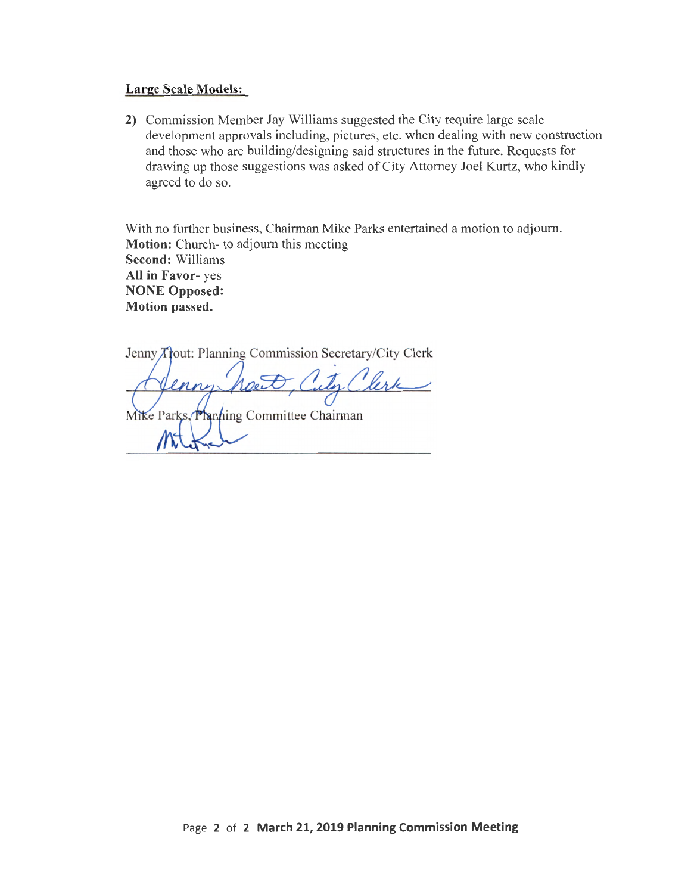**Large Scale Models:**

2) Commission Member Jay Williams suggested the City require large scale development approvals including, pictures, etc. when dealing with new construction and those who are building/designing said structures in the future. Requests for drawing up those suggestions was asked of City Attorney Joel Kurtz, who kindly agreed to do so.

With no further business, Chairman Mike Parks entertained a motion to adjourn.
**Motion:** Church- to adjourn this meeting
**Second:** Williams
**All in Favor-** yes
**NONE Opposed:**
**Motion passed.**

Jenny Trout: Planning Commission Secretary/City Clerk

Jenny Trout, City Clerk

Mike Parks, Planning Committee Chairman